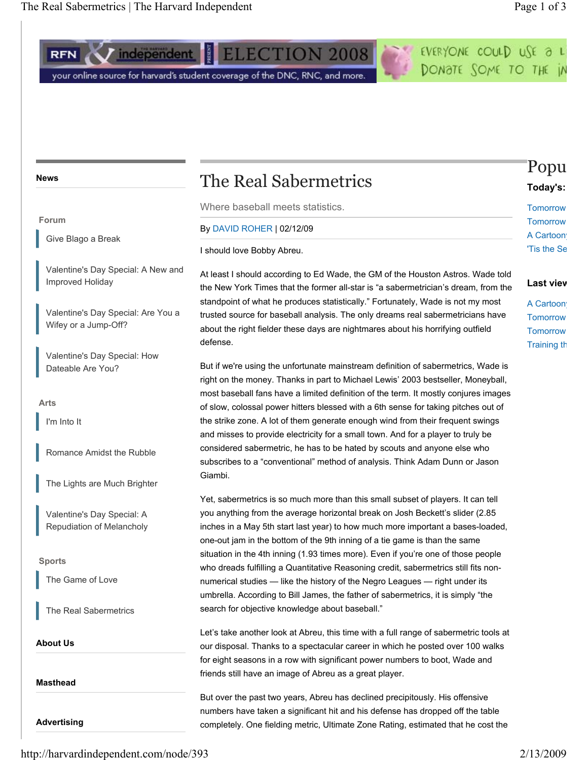# The Real Sabermetrics

Where baseball meets statistics.

By DAVID ROHER | 02/12/09

I should love Bobby Abreu.

At least I should according to Ed Wade, the GM of the Houston Astros. Wade told the New York Times that the former all-star is "a sabermetrician's dream, from the standpoint of what he produces statistically." Fortunately, Wade is not my most trusted source for baseball analysis. The only dreams real sabermetricians have about the right fielder these days are nightmares about his horrifying outfield defense.

But if we're using the unfortunate mainstream definition of sabermetrics, Wade is right on the money. Thanks in part to Michael Lewis' 2003 bestseller, Moneyball, most baseball fans have a limited definition of the term. It mostly conjures images of slow, colossal power hitters blessed with a 6th sense for taking pitches out of the strike zone. A lot of them generate enough wind from their frequent swings and misses to provide electricity for a small town. And for a player to truly be considered sabermetric, he has to be hated by scouts and anyone else who subscribes to a "conventional" method of analysis. Think Adam Dunn or Jason Giambi.

Yet, sabermetrics is so much more than this small subset of players. It can tell you anything from the average horizontal break on Josh Beckett's slider (2.85 inches in a May 5th start last year) to how much more important a bases-loaded, one-out jam in the bottom of the 9th inning of a tie game is than the same situation in the 4th inning (1.93 times more). Even if you're one of those people who dreads fulfilling a Quantitative Reasoning credit, sabermetrics still fits non-numerical studies — like the history of the Negro Leagues — right under its umbrella. According to Bill James, the father of sabermetrics, it is simply "the search for objective knowledge about baseball."

Let's take another look at Abreu, this time with a full range of sabermetric tools at our disposal. Thanks to a spectacular career in which he posted over 100 walks for eight seasons in a row with significant power numbers to boot, Wade and friends still have an image of Abreu as a great player.

But over the past two years, Abreu has declined precipitously. His offensive numbers have taken a significant hit and his defense has dropped off the table completely. One fielding metric, Ultimate Zone Rating, estimated that he cost the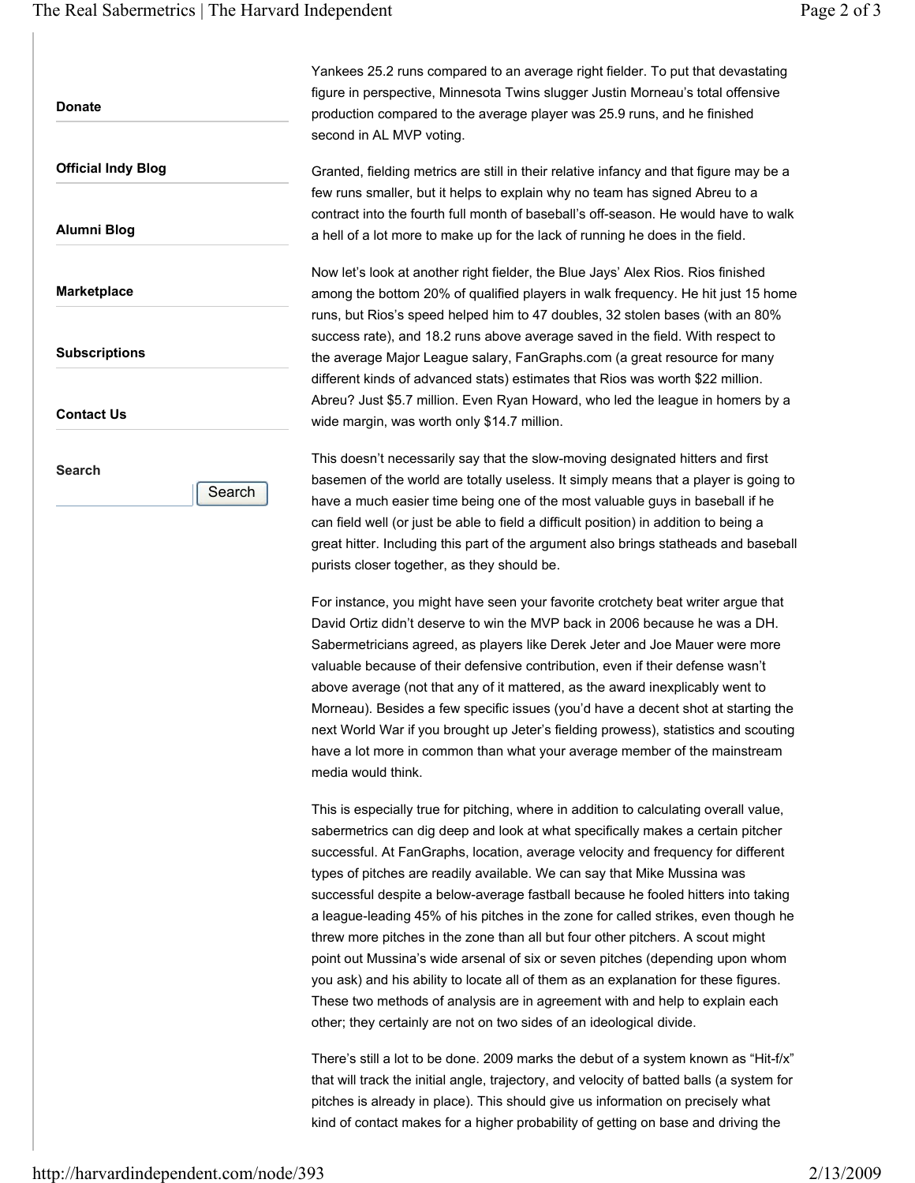Yankees 25.2 runs compared to an average right fielder. To put that devastating figure in perspective, Minnesota Twins slugger Justin Morneau's total offensive production compared to the average player was 25.9 runs, and he finished second in AL MVP voting.

Granted, fielding metrics are still in their relative infancy and that figure may be a few runs smaller, but it helps to explain why no team has signed Abreu to a contract into the fourth full month of baseball's off-season. He would have to walk a hell of a lot more to make up for the lack of running he does in the field.

Now let's look at another right fielder, the Blue Jays' Alex Rios. Rios finished among the bottom 20% of qualified players in walk frequency. He hit just 15 home runs, but Rios's speed helped him to 47 doubles, 32 stolen bases (with an 80% success rate), and 18.2 runs above average saved in the field. With respect to the average Major League salary, FanGraphs.com (a great resource for many different kinds of advanced stats) estimates that Rios was worth $22 million. Abreu? Just $5.7 million. Even Ryan Howard, who led the league in homers by a wide margin, was worth only $14.7 million.

This doesn't necessarily say that the slow-moving designated hitters and first basemen of the world are totally useless. It simply means that a player is going to have a much easier time being one of the most valuable guys in baseball if he can field well (or just be able to field a difficult position) in addition to being a great hitter. Including this part of the argument also brings statheads and baseball purists closer together, as they should be.

For instance, you might have seen your favorite crotchety beat writer argue that David Ortiz didn't deserve to win the MVP back in 2006 because he was a DH. Sabermetricians agreed, as players like Derek Jeter and Joe Mauer were more valuable because of their defensive contribution, even if their defense wasn't above average (not that any of it mattered, as the award inexplicably went to Morneau). Besides a few specific issues (you'd have a decent shot at starting the next World War if you brought up Jeter's fielding prowess), statistics and scouting have a lot more in common than what your average member of the mainstream media would think.

This is especially true for pitching, where in addition to calculating overall value, sabermetrics can dig deep and look at what specifically makes a certain pitcher successful. At FanGraphs, location, average velocity and frequency for different types of pitches are readily available. We can say that Mike Mussina was successful despite a below-average fastball because he fooled hitters into taking a league-leading 45% of his pitches in the zone for called strikes, even though he threw more pitches in the zone than all but four other pitchers. A scout might point out Mussina's wide arsenal of six or seven pitches (depending upon whom you ask) and his ability to locate all of them as an explanation for these figures. These two methods of analysis are in agreement with and help to explain each other; they certainly are not on two sides of an ideological divide.

There's still a lot to be done. 2009 marks the debut of a system known as "Hit-f/x" that will track the initial angle, trajectory, and velocity of batted balls (a system for pitches is already in place). This should give us information on precisely what kind of contact makes for a higher probability of getting on base and driving the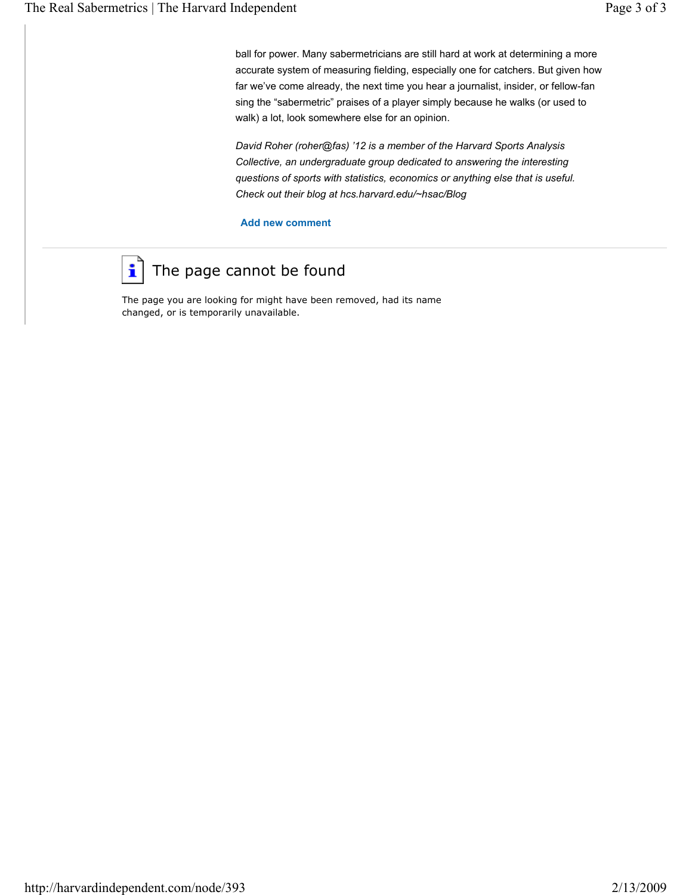ball for power. Many sabermetricians are still hard at work at determining a more accurate system of measuring fielding, especially one for catchers. But given how far we've come already, the next time you hear a journalist, insider, or fellow-fan sing the "sabermetric" praises of a player simply because he walks (or used to walk) a lot, look somewhere else for an opinion.

*David Roher (roher@fas) '12 is a member of the Harvard Sports Analysis Collective, an undergraduate group dedicated to answering the interesting questions of sports with statistics, economics or anything else that is useful. Check out their blog at hcs.harvard.edu/~hsac/Blog*

**Add new comment**

## The page cannot be found

The page you are looking for might have been removed, had its name changed, or is temporarily unavailable.